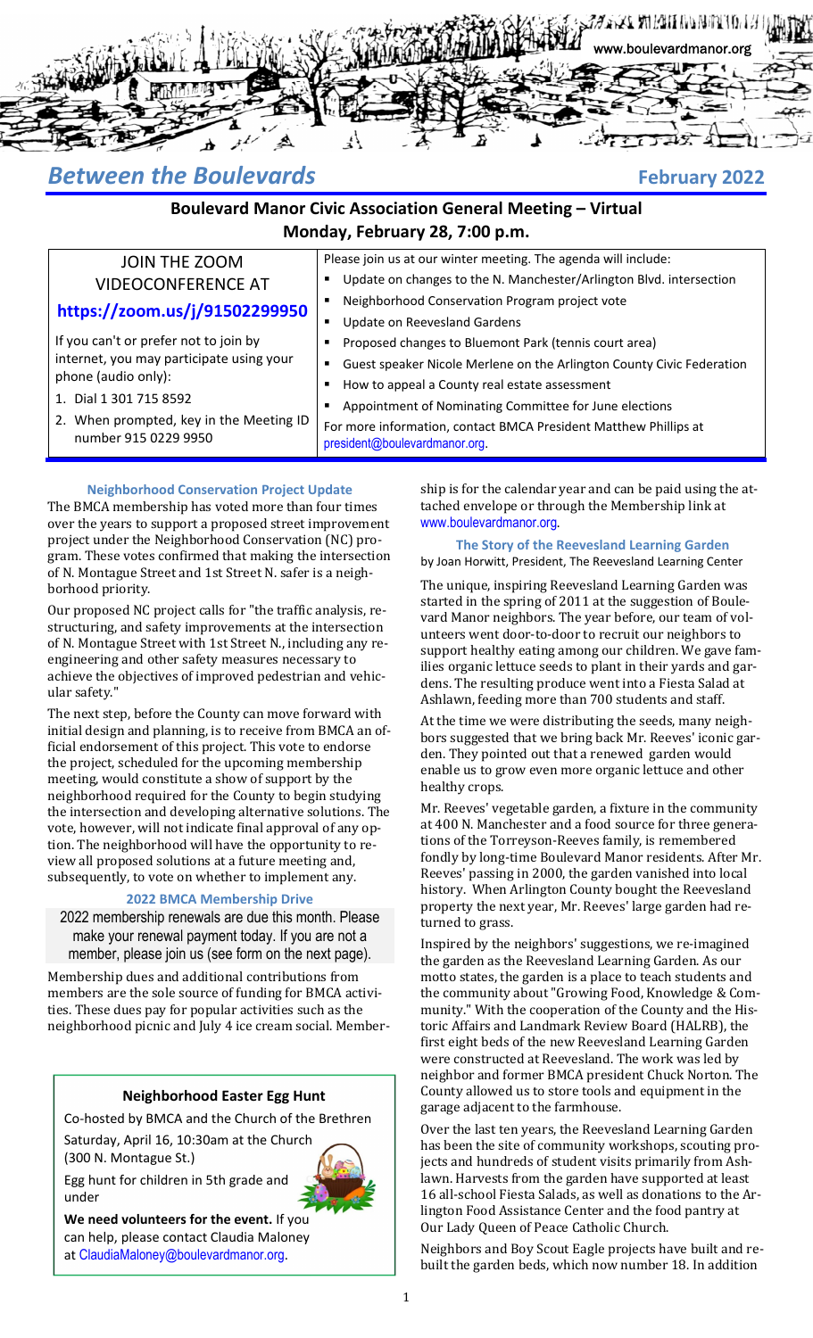www.boulevardmanor.org

# *Between the Boulevards*

**February 2022**

## Boulevard Manor Civic Association General Meeting – Virtual
## Monday, February 28, 7:00 p.m.

JOIN THE ZOOM VIDEOCONFERENCE AT

**https://zoom.us/j/91502299950**

If you can't or prefer not to join by internet, you may participate using your phone (audio only):

1. Dial 1 301 715 8592
2. When prompted, key in the Meeting ID number 915 0229 9950

Please join us at our winter meeting. The agenda will include:

- Update on changes to the N. Manchester/Arlington Blvd. intersection
- Neighborhood Conservation Program project vote
- Update on Reevesland Gardens
- Proposed changes to Bluemont Park (tennis court area)
- Guest speaker Nicole Merlene on the Arlington County Civic Federation
- How to appeal a County real estate assessment
- Appointment of Nominating Committee for June elections

For more information, contact BMCA President Matthew Phillips at president@boulevardmanor.org.

### Neighborhood Conservation Project Update

The BMCA membership has voted more than four times over the years to support a proposed street improvement project under the Neighborhood Conservation (NC) program. These votes confirmed that making the intersection of N. Montague Street and 1st Street N. safer is a neighborhood priority.

Our proposed NC project calls for "the traffic analysis, restructuring, and safety improvements at the intersection of N. Montague Street with 1st Street N., including any re-engineering and other safety measures necessary to achieve the objectives of improved pedestrian and vehicular safety."

The next step, before the County can move forward with initial design and planning, is to receive from BMCA an official endorsement of this project. This vote to endorse the project, scheduled for the upcoming membership meeting, would constitute a show of support by the neighborhood required for the County to begin studying the intersection and developing alternative solutions. The vote, however, will not indicate final approval of any option. The neighborhood will have the opportunity to review all proposed solutions at a future meeting and, subsequently, to vote on whether to implement any.

### 2022 BMCA Membership Drive

2022 membership renewals are due this month. Please make your renewal payment today. If you are not a member, please join us (see form on the next page).

Membership dues and additional contributions from members are the sole source of funding for BMCA activities. These dues pay for popular activities such as the neighborhood picnic and July 4 ice cream social. Membership is for the calendar year and can be paid using the attached envelope or through the Membership link at www.boulevardmanor.org.

### Neighborhood Easter Egg Hunt

Co-hosted by BMCA and the Church of the Brethren

Saturday, April 16, 10:30am at the Church (300 N. Montague St.)

Egg hunt for children in 5th grade and under

**We need volunteers for the event.** If you can help, please contact Claudia Maloney at ClaudiaMaloney@boulevardmanor.org.

### The Story of the Reevesland Learning Garden

by Joan Horwitt, President, The Reevesland Learning Center

The unique, inspiring Reevesland Learning Garden was started in the spring of 2011 at the suggestion of Boulevard Manor neighbors. The year before, our team of volunteers went door-to-door to recruit our neighbors to support healthy eating among our children. We gave families organic lettuce seeds to plant in their yards and gardens. The resulting produce went into a Fiesta Salad at Ashlawn, feeding more than 700 students and staff.

At the time we were distributing the seeds, many neighbors suggested that we bring back Mr. Reeves' iconic garden. They pointed out that a renewed garden would enable us to grow even more organic lettuce and other healthy crops.

Mr. Reeves' vegetable garden, a fixture in the community at 400 N. Manchester and a food source for three generations of the Torreyson-Reeves family, is remembered fondly by long-time Boulevard Manor residents. After Mr. Reeves' passing in 2000, the garden vanished into local history. When Arlington County bought the Reevesland property the next year, Mr. Reeves' large garden had returned to grass.

Inspired by the neighbors' suggestions, we re-imagined the garden as the Reevesland Learning Garden. As our motto states, the garden is a place to teach students and the community about "Growing Food, Knowledge & Community." With the cooperation of the County and the Historic Affairs and Landmark Review Board (HALRB), the first eight beds of the new Reevesland Learning Garden were constructed at Reevesland. The work was led by neighbor and former BMCA president Chuck Norton. The County allowed us to store tools and equipment in the garage adjacent to the farmhouse.

Over the last ten years, the Reevesland Learning Garden has been the site of community workshops, scouting projects and hundreds of student visits primarily from Ashlawn. Harvests from the garden have supported at least 16 all-school Fiesta Salads, as well as donations to the Arlington Food Assistance Center and the food pantry at Our Lady Queen of Peace Catholic Church.

Neighbors and Boy Scout Eagle projects have built and rebuilt the garden beds, which now number 18. In addition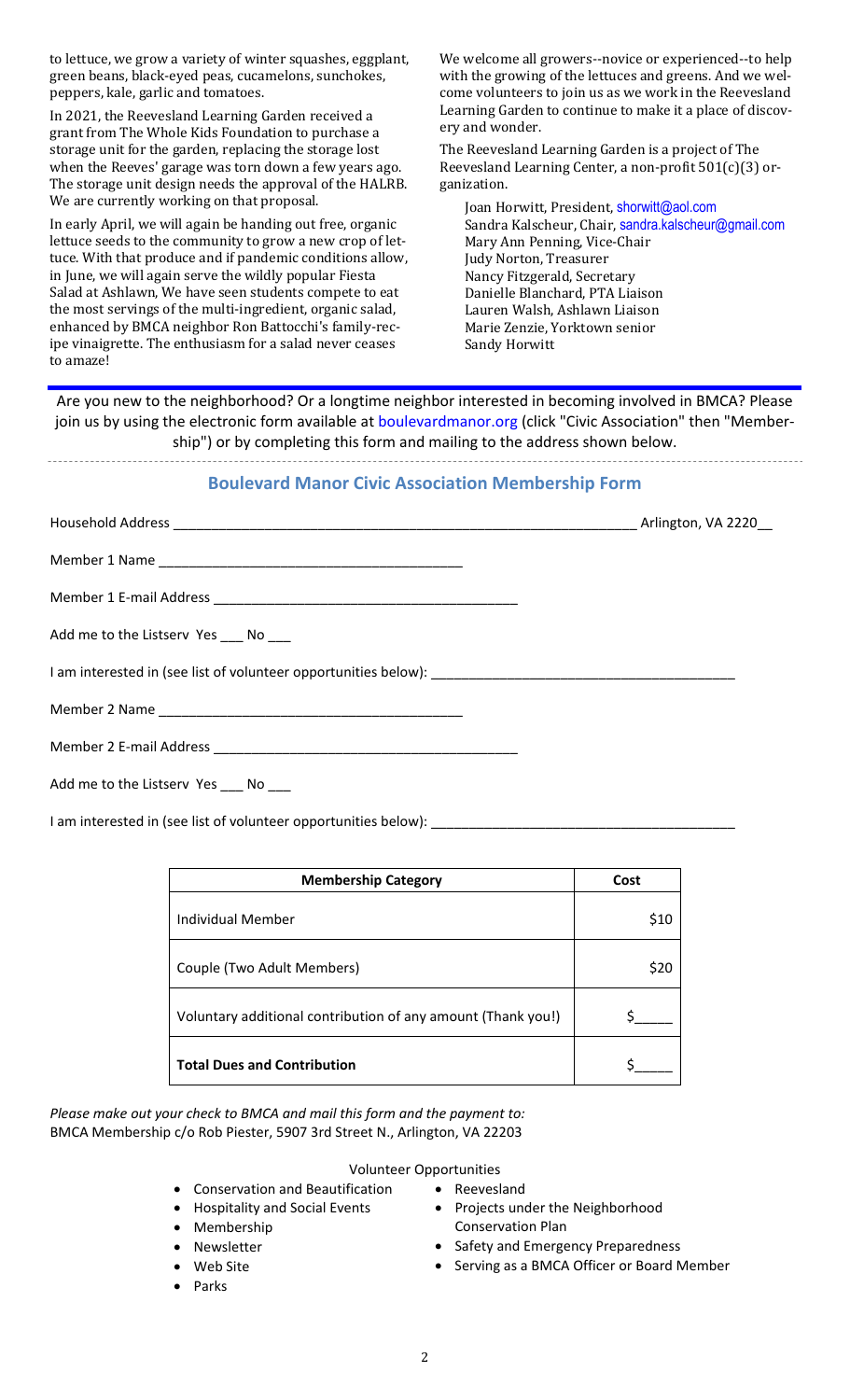to lettuce, we grow a variety of winter squashes, eggplant, green beans, black-eyed peas, cucamelons, sunchokes, peppers, kale, garlic and tomatoes.

In 2021, the Reevesland Learning Garden received a grant from The Whole Kids Foundation to purchase a storage unit for the garden, replacing the storage lost when the Reeves' garage was torn down a few years ago. The storage unit design needs the approval of the HALRB. We are currently working on that proposal.

In early April, we will again be handing out free, organic lettuce seeds to the community to grow a new crop of lettuce. With that produce and if pandemic conditions allow, in June, we will again serve the wildly popular Fiesta Salad at Ashlawn, We have seen students compete to eat the most servings of the multi-ingredient, organic salad, enhanced by BMCA neighbor Ron Battocchi's family-recipe vinaigrette. The enthusiasm for a salad never ceases to amaze!

We welcome all growers--novice or experienced--to help with the growing of the lettuces and greens. And we welcome volunteers to join us as we work in the Reevesland Learning Garden to continue to make it a place of discovery and wonder.

The Reevesland Learning Garden is a project of The Reevesland Learning Center, a non-profit 501(c)(3) organization.

Joan Horwitt, President, shorwitt@aol.com
Sandra Kalscheur, Chair, sandra.kalscheur@gmail.com
Mary Ann Penning, Vice-Chair
Judy Norton, Treasurer
Nancy Fitzgerald, Secretary
Danielle Blanchard, PTA Liaison
Lauren Walsh, Ashlawn Liaison
Marie Zenzie, Yorktown senior
Sandy Horwitt

Are you new to the neighborhood? Or a longtime neighbor interested in becoming involved in BMCA? Please join us by using the electronic form available at boulevardmanor.org (click "Civic Association" then "Membership") or by completing this form and mailing to the address shown below.

## Boulevard Manor Civic Association Membership Form

Household Address ______________________________________________ Arlington, VA 2220__

Member 1 Name ______________________________

Member 1 E-mail Address ______________________________

Add me to the Listserv Yes ___ No ___

I am interested in (see list of volunteer opportunities below): ______________________________

Member 2 Name ______________________________

Member 2 E-mail Address ______________________________

Add me to the Listserv Yes ___ No ___

I am interested in (see list of volunteer opportunities below): ______________________________

| Membership Category | Cost |
| --- | --- |
| Individual Member | $10 |
| Couple (Two Adult Members) | $20 |
| Voluntary additional contribution of any amount (Thank you!) | $_____ |
| **Total Dues and Contribution** | $_____ |

*Please make out your check to BMCA and mail this form and the payment to:*
BMCA Membership c/o Rob Piester, 5907 3rd Street N., Arlington, VA 22203

Volunteer Opportunities

- Conservation and Beautification
- Hospitality and Social Events
- Membership
- Newsletter
- Web Site
- Parks
- Reevesland
- Projects under the Neighborhood Conservation Plan
- Safety and Emergency Preparedness
- Serving as a BMCA Officer or Board Member